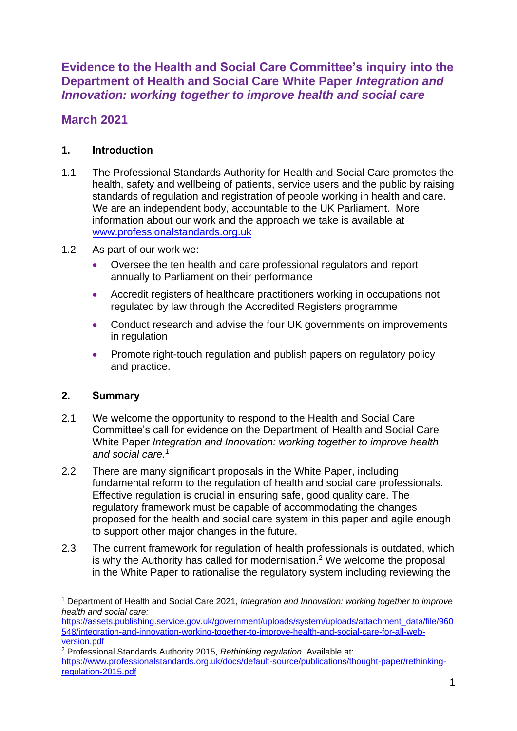# Evidence to the Health and Social Care Committee's inquiry into the Department of Health and Social Care White Paper *Integration and Innovation: working together to improve health and social care*

## March 2021

### 1. Introduction

1.1 The Professional Standards Authority for Health and Social Care promotes the health, safety and wellbeing of patients, service users and the public by raising standards of regulation and registration of people working in health and care. We are an independent body, accountable to the UK Parliament. More information about our work and the approach we take is available at [www.professionalstandards.org.uk](www.professionalstandards.org.uk)

1.2 As part of our work we:

- Oversee the ten health and care professional regulators and report annually to Parliament on their performance
- Accredit registers of healthcare practitioners working in occupations not regulated by law through the Accredited Registers programme
- Conduct research and advise the four UK governments on improvements in regulation
- Promote right-touch regulation and publish papers on regulatory policy and practice.

### 2. Summary

2.1 We welcome the opportunity to respond to the Health and Social Care Committee's call for evidence on the Department of Health and Social Care White Paper *Integration and Innovation: working together to improve health and social care.*[1]

2.2 There are many significant proposals in the White Paper, including fundamental reform to the regulation of health and social care professionals. Effective regulation is crucial in ensuring safe, good quality care. The regulatory framework must be capable of accommodating the changes proposed for the health and social care system in this paper and agile enough to support other major changes in the future.

2.3 The current framework for regulation of health professionals is outdated, which is why the Authority has called for modernisation.[2] We welcome the proposal in the White Paper to rationalise the regulatory system including reviewing the

---

[1] Department of Health and Social Care 2021, *Integration and Innovation: working together to improve health and social care:* [https://assets.publishing.service.gov.uk/government/uploads/system/uploads/attachment_data/file/960548/integration-and-innovation-working-together-to-improve-health-and-social-care-for-all-web-version.pdf](https://assets.publishing.service.gov.uk/government/uploads/system/uploads/attachment_data/file/960548/integration-and-innovation-working-together-to-improve-health-and-social-care-for-all-web-version.pdf)

[2] Professional Standards Authority 2015, *Rethinking regulation*. Available at: [https://www.professionalstandards.org.uk/docs/default-source/publications/thought-paper/rethinking-regulation-2015.pdf](https://www.professionalstandards.org.uk/docs/default-source/publications/thought-paper/rethinking-regulation-2015.pdf)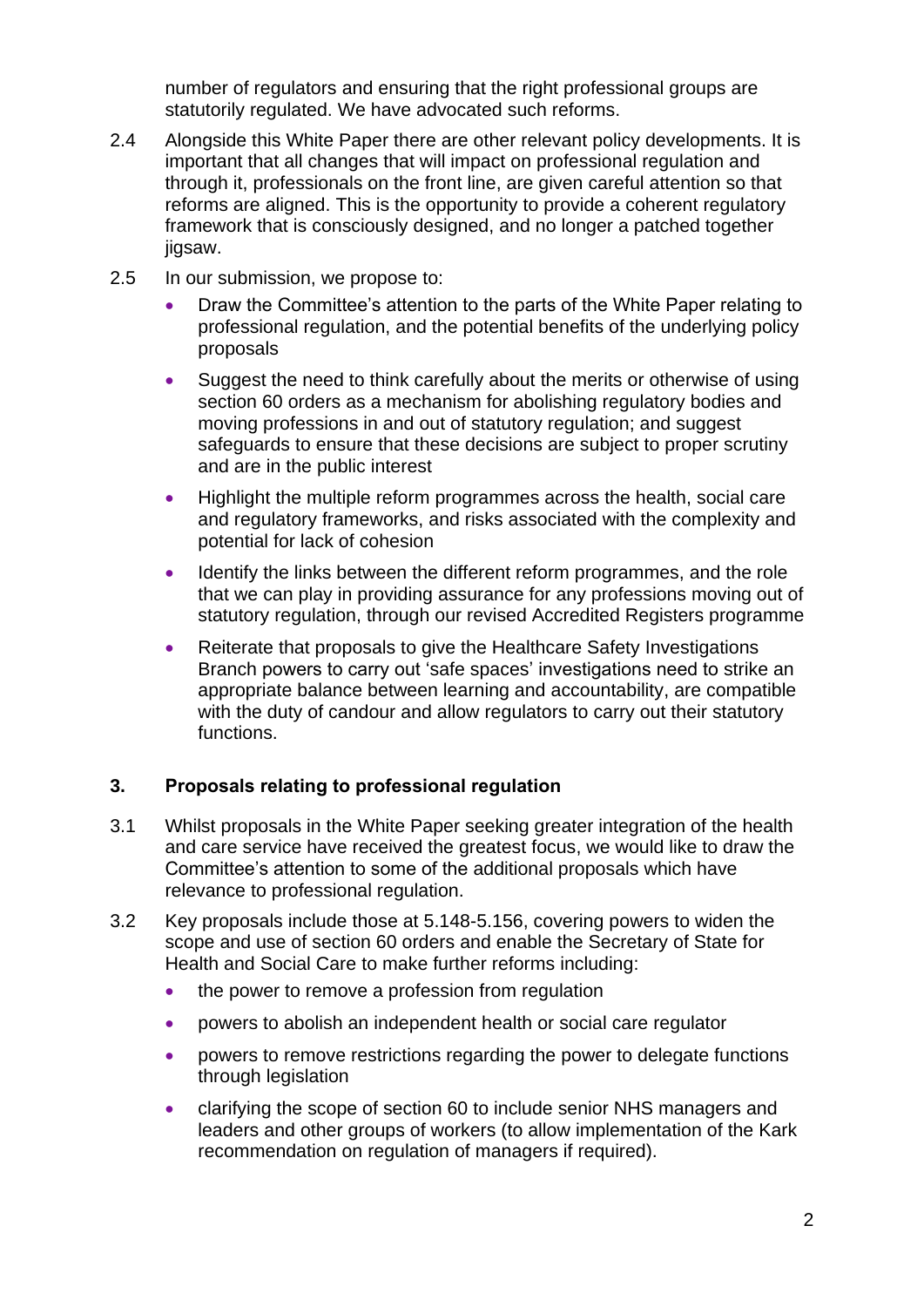number of regulators and ensuring that the right professional groups are statutorily regulated. We have advocated such reforms.

2.4 Alongside this White Paper there are other relevant policy developments. It is important that all changes that will impact on professional regulation and through it, professionals on the front line, are given careful attention so that reforms are aligned. This is the opportunity to provide a coherent regulatory framework that is consciously designed, and no longer a patched together jigsaw.

2.5 In our submission, we propose to:

- Draw the Committee's attention to the parts of the White Paper relating to professional regulation, and the potential benefits of the underlying policy proposals
- Suggest the need to think carefully about the merits or otherwise of using section 60 orders as a mechanism for abolishing regulatory bodies and moving professions in and out of statutory regulation; and suggest safeguards to ensure that these decisions are subject to proper scrutiny and are in the public interest
- Highlight the multiple reform programmes across the health, social care and regulatory frameworks, and risks associated with the complexity and potential for lack of cohesion
- Identify the links between the different reform programmes, and the role that we can play in providing assurance for any professions moving out of statutory regulation, through our revised Accredited Registers programme
- Reiterate that proposals to give the Healthcare Safety Investigations Branch powers to carry out 'safe spaces' investigations need to strike an appropriate balance between learning and accountability, are compatible with the duty of candour and allow regulators to carry out their statutory functions.

## 3. Proposals relating to professional regulation

3.1 Whilst proposals in the White Paper seeking greater integration of the health and care service have received the greatest focus, we would like to draw the Committee's attention to some of the additional proposals which have relevance to professional regulation.

3.2 Key proposals include those at 5.148-5.156, covering powers to widen the scope and use of section 60 orders and enable the Secretary of State for Health and Social Care to make further reforms including:

- the power to remove a profession from regulation
- powers to abolish an independent health or social care regulator
- powers to remove restrictions regarding the power to delegate functions through legislation
- clarifying the scope of section 60 to include senior NHS managers and leaders and other groups of workers (to allow implementation of the Kark recommendation on regulation of managers if required).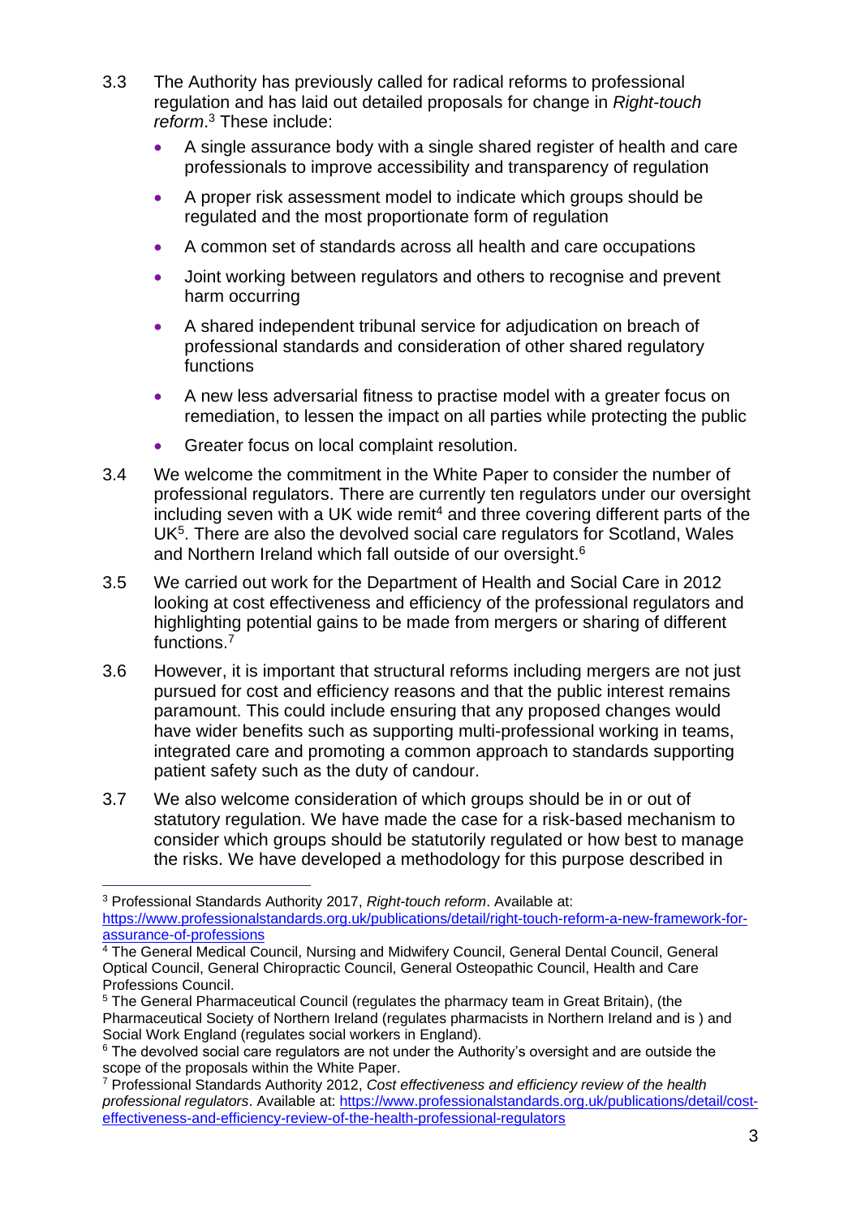3.3 The Authority has previously called for radical reforms to professional regulation and has laid out detailed proposals for change in *Right-touch reform*.[3] These include:

- A single assurance body with a single shared register of health and care professionals to improve accessibility and transparency of regulation
- A proper risk assessment model to indicate which groups should be regulated and the most proportionate form of regulation
- A common set of standards across all health and care occupations
- Joint working between regulators and others to recognise and prevent harm occurring
- A shared independent tribunal service for adjudication on breach of professional standards and consideration of other shared regulatory functions
- A new less adversarial fitness to practise model with a greater focus on remediation, to lessen the impact on all parties while protecting the public
- Greater focus on local complaint resolution.

3.4 We welcome the commitment in the White Paper to consider the number of professional regulators. There are currently ten regulators under our oversight including seven with a UK wide remit[4] and three covering different parts of the UK[5]. There are also the devolved social care regulators for Scotland, Wales and Northern Ireland which fall outside of our oversight.[6]

3.5 We carried out work for the Department of Health and Social Care in 2012 looking at cost effectiveness and efficiency of the professional regulators and highlighting potential gains to be made from mergers or sharing of different functions.[7]

3.6 However, it is important that structural reforms including mergers are not just pursued for cost and efficiency reasons and that the public interest remains paramount. This could include ensuring that any proposed changes would have wider benefits such as supporting multi-professional working in teams, integrated care and promoting a common approach to standards supporting patient safety such as the duty of candour.

3.7 We also welcome consideration of which groups should be in or out of statutory regulation. We have made the case for a risk-based mechanism to consider which groups should be statutorily regulated or how best to manage the risks. We have developed a methodology for this purpose described in

---

[3] Professional Standards Authority 2017, *Right-touch reform*. Available at: https://www.professionalstandards.org.uk/publications/detail/right-touch-reform-a-new-framework-for-assurance-of-professions

[4] The General Medical Council, Nursing and Midwifery Council, General Dental Council, General Optical Council, General Chiropractic Council, General Osteopathic Council, Health and Care Professions Council.

[5] The General Pharmaceutical Council (regulates the pharmacy team in Great Britain), (the Pharmaceutical Society of Northern Ireland (regulates pharmacists in Northern Ireland and is ) and Social Work England (regulates social workers in England).

[6] The devolved social care regulators are not under the Authority's oversight and are outside the scope of the proposals within the White Paper.

[7] Professional Standards Authority 2012, *Cost effectiveness and efficiency review of the health professional regulators*. Available at: https://www.professionalstandards.org.uk/publications/detail/cost-effectiveness-and-efficiency-review-of-the-health-professional-regulators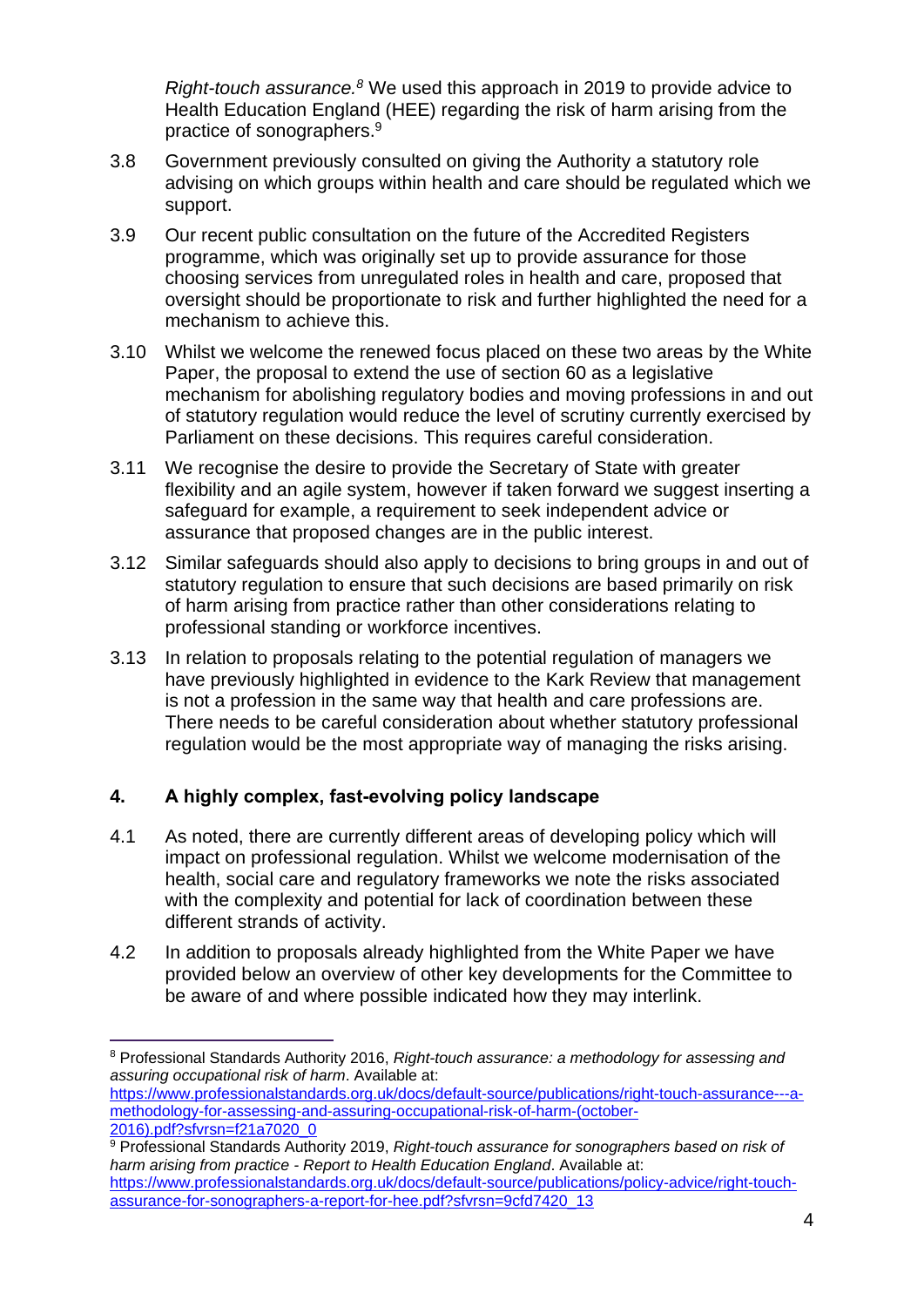*Right-touch assurance.*[8] We used this approach in 2019 to provide advice to Health Education England (HEE) regarding the risk of harm arising from the practice of sonographers.[9]

3.8 Government previously consulted on giving the Authority a statutory role advising on which groups within health and care should be regulated which we support.

3.9 Our recent public consultation on the future of the Accredited Registers programme, which was originally set up to provide assurance for those choosing services from unregulated roles in health and care, proposed that oversight should be proportionate to risk and further highlighted the need for a mechanism to achieve this.

3.10 Whilst we welcome the renewed focus placed on these two areas by the White Paper, the proposal to extend the use of section 60 as a legislative mechanism for abolishing regulatory bodies and moving professions in and out of statutory regulation would reduce the level of scrutiny currently exercised by Parliament on these decisions. This requires careful consideration.

3.11 We recognise the desire to provide the Secretary of State with greater flexibility and an agile system, however if taken forward we suggest inserting a safeguard for example, a requirement to seek independent advice or assurance that proposed changes are in the public interest.

3.12 Similar safeguards should also apply to decisions to bring groups in and out of statutory regulation to ensure that such decisions are based primarily on risk of harm arising from practice rather than other considerations relating to professional standing or workforce incentives.

3.13 In relation to proposals relating to the potential regulation of managers we have previously highlighted in evidence to the Kark Review that management is not a profession in the same way that health and care professions are. There needs to be careful consideration about whether statutory professional regulation would be the most appropriate way of managing the risks arising.

## 4. A highly complex, fast-evolving policy landscape

4.1 As noted, there are currently different areas of developing policy which will impact on professional regulation. Whilst we welcome modernisation of the health, social care and regulatory frameworks we note the risks associated with the complexity and potential for lack of coordination between these different strands of activity.

4.2 In addition to proposals already highlighted from the White Paper we have provided below an overview of other key developments for the Committee to be aware of and where possible indicated how they may interlink.

---

[8] Professional Standards Authority 2016, *Right-touch assurance: a methodology for assessing and assuring occupational risk of harm*. Available at: https://www.professionalstandards.org.uk/docs/default-source/publications/right-touch-assurance---a-methodology-for-assessing-and-assuring-occupational-risk-of-harm-(october-2016).pdf?sfvrsn=f21a7020_0

[9] Professional Standards Authority 2019, *Right-touch assurance for sonographers based on risk of harm arising from practice - Report to Health Education England*. Available at: https://www.professionalstandards.org.uk/docs/default-source/publications/policy-advice/right-touch-assurance-for-sonographers-a-report-for-hee.pdf?sfvrsn=9cfd7420_13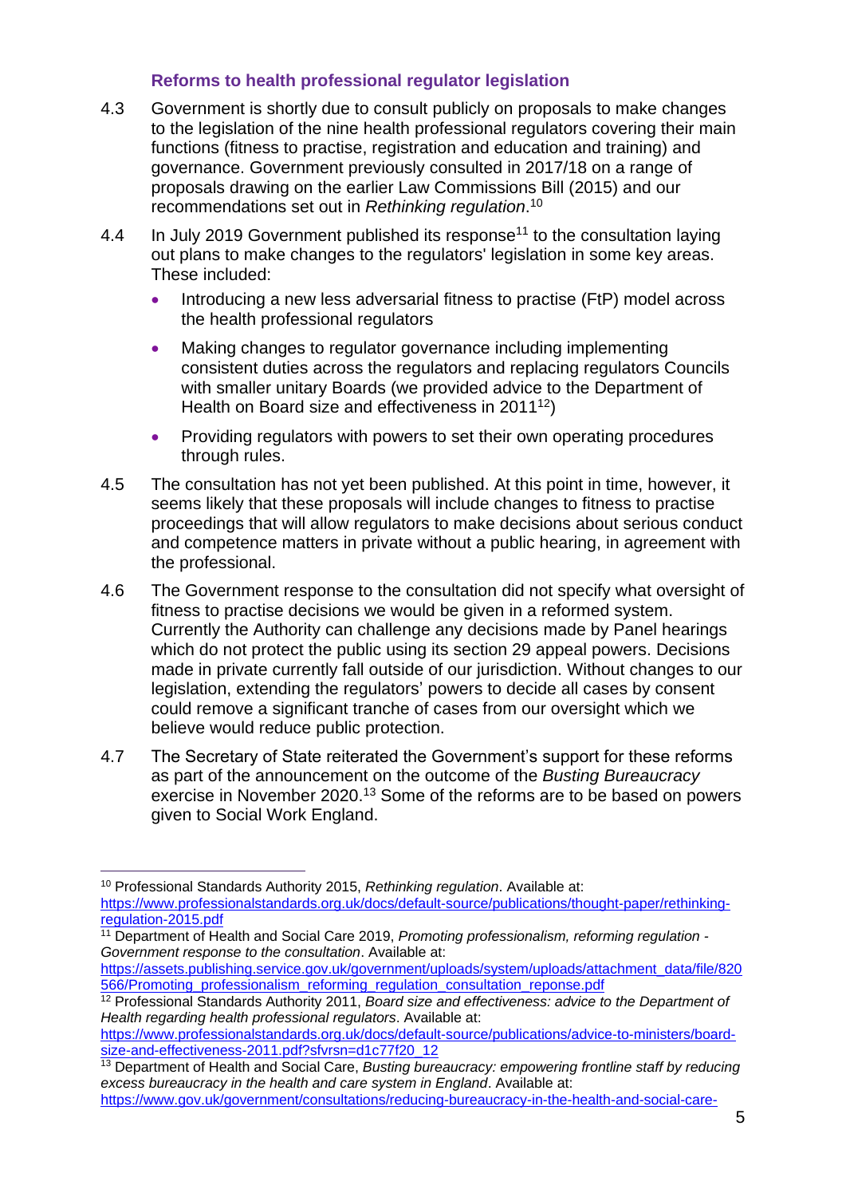### Reforms to health professional regulator legislation

4.3 Government is shortly due to consult publicly on proposals to make changes to the legislation of the nine health professional regulators covering their main functions (fitness to practise, registration and education and training) and governance. Government previously consulted in 2017/18 on a range of proposals drawing on the earlier Law Commissions Bill (2015) and our recommendations set out in *Rethinking regulation*.[10]

4.4 In July 2019 Government published its response[11] to the consultation laying out plans to make changes to the regulators' legislation in some key areas. These included:

- Introducing a new less adversarial fitness to practise (FtP) model across the health professional regulators
- Making changes to regulator governance including implementing consistent duties across the regulators and replacing regulators Councils with smaller unitary Boards (we provided advice to the Department of Health on Board size and effectiveness in 2011[12])
- Providing regulators with powers to set their own operating procedures through rules.

4.5 The consultation has not yet been published. At this point in time, however, it seems likely that these proposals will include changes to fitness to practise proceedings that will allow regulators to make decisions about serious conduct and competence matters in private without a public hearing, in agreement with the professional.

4.6 The Government response to the consultation did not specify what oversight of fitness to practise decisions we would be given in a reformed system. Currently the Authority can challenge any decisions made by Panel hearings which do not protect the public using its section 29 appeal powers. Decisions made in private currently fall outside of our jurisdiction. Without changes to our legislation, extending the regulators' powers to decide all cases by consent could remove a significant tranche of cases from our oversight which we believe would reduce public protection.

4.7 The Secretary of State reiterated the Government's support for these reforms as part of the announcement on the outcome of the *Busting Bureaucracy* exercise in November 2020.[13] Some of the reforms are to be based on powers given to Social Work England.

---

[10] Professional Standards Authority 2015, *Rethinking regulation*. Available at: https://www.professionalstandards.org.uk/docs/default-source/publications/thought-paper/rethinking-regulation-2015.pdf

[11] Department of Health and Social Care 2019, *Promoting professionalism, reforming regulation - Government response to the consultation*. Available at: https://assets.publishing.service.gov.uk/government/uploads/system/uploads/attachment_data/file/820566/Promoting_professionalism_reforming_regulation_consultation_reponse.pdf

[12] Professional Standards Authority 2011, *Board size and effectiveness: advice to the Department of Health regarding health professional regulators*. Available at: https://www.professionalstandards.org.uk/docs/default-source/publications/advice-to-ministers/board-size-and-effectiveness-2011.pdf?sfvrsn=d1c77f20_12

[13] Department of Health and Social Care, *Busting bureaucracy: empowering frontline staff by reducing excess bureaucracy in the health and care system in England*. Available at: https://www.gov.uk/government/consultations/reducing-bureaucracy-in-the-health-and-social-care-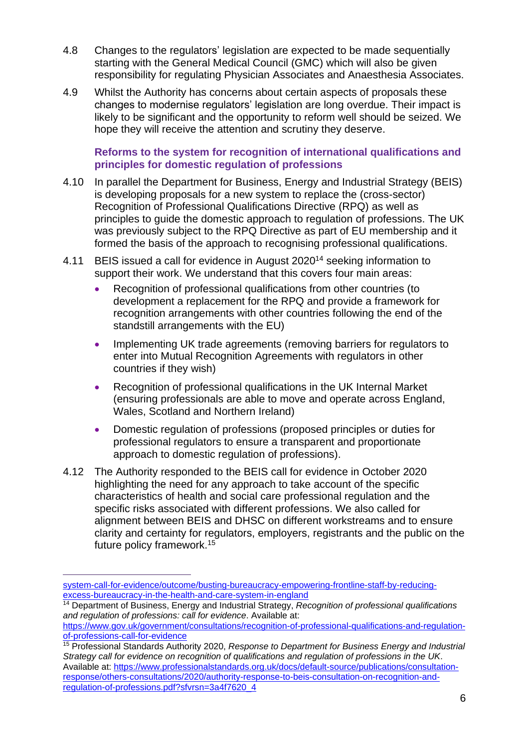4.8 Changes to the regulators' legislation are expected to be made sequentially starting with the General Medical Council (GMC) which will also be given responsibility for regulating Physician Associates and Anaesthesia Associates.

4.9 Whilst the Authority has concerns about certain aspects of proposals these changes to modernise regulators' legislation are long overdue. Their impact is likely to be significant and the opportunity to reform well should be seized. We hope they will receive the attention and scrutiny they deserve.

### Reforms to the system for recognition of international qualifications and principles for domestic regulation of professions

4.10 In parallel the Department for Business, Energy and Industrial Strategy (BEIS) is developing proposals for a new system to replace the (cross-sector) Recognition of Professional Qualifications Directive (RPQ) as well as principles to guide the domestic approach to regulation of professions. The UK was previously subject to the RPQ Directive as part of EU membership and it formed the basis of the approach to recognising professional qualifications.

4.11 BEIS issued a call for evidence in August 2020[14] seeking information to support their work. We understand that this covers four main areas:

- Recognition of professional qualifications from other countries (to development a replacement for the RPQ and provide a framework for recognition arrangements with other countries following the end of the standstill arrangements with the EU)
- Implementing UK trade agreements (removing barriers for regulators to enter into Mutual Recognition Agreements with regulators in other countries if they wish)
- Recognition of professional qualifications in the UK Internal Market (ensuring professionals are able to move and operate across England, Wales, Scotland and Northern Ireland)
- Domestic regulation of professions (proposed principles or duties for professional regulators to ensure a transparent and proportionate approach to domestic regulation of professions).

4.12 The Authority responded to the BEIS call for evidence in October 2020 highlighting the need for any approach to take account of the specific characteristics of health and social care professional regulation and the specific risks associated with different professions. We also called for alignment between BEIS and DHSC on different workstreams and to ensure clarity and certainty for regulators, employers, registrants and the public on the future policy framework.[15]

---

system-call-for-evidence/outcome/busting-bureaucracy-empowering-frontline-staff-by-reducing-excess-bureaucracy-in-the-health-and-care-system-in-england

[14] Department of Business, Energy and Industrial Strategy, *Recognition of professional qualifications and regulation of professions: call for evidence*. Available at: https://www.gov.uk/government/consultations/recognition-of-professional-qualifications-and-regulation-of-professions-call-for-evidence

[15] Professional Standards Authority 2020, *Response to Department for Business Energy and Industrial Strategy call for evidence on recognition of qualifications and regulation of professions in the UK*. Available at: https://www.professionalstandards.org.uk/docs/default-source/publications/consultation-response/others-consultations/2020/authority-response-to-beis-consultation-on-recognition-and-regulation-of-professions.pdf?sfvrsn=3a4f7620_4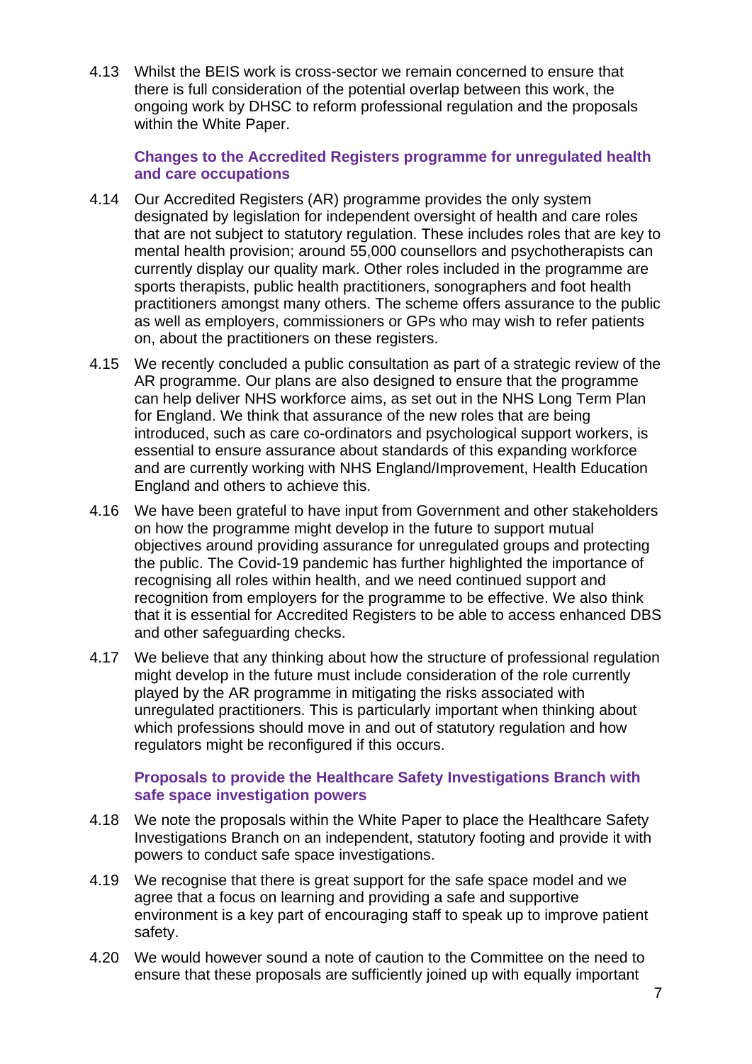4.13 Whilst the BEIS work is cross-sector we remain concerned to ensure that there is full consideration of the potential overlap between this work, the ongoing work by DHSC to reform professional regulation and the proposals within the White Paper.

### Changes to the Accredited Registers programme for unregulated health and care occupations

4.14 Our Accredited Registers (AR) programme provides the only system designated by legislation for independent oversight of health and care roles that are not subject to statutory regulation. These includes roles that are key to mental health provision; around 55,000 counsellors and psychotherapists can currently display our quality mark. Other roles included in the programme are sports therapists, public health practitioners, sonographers and foot health practitioners amongst many others. The scheme offers assurance to the public as well as employers, commissioners or GPs who may wish to refer patients on, about the practitioners on these registers.

4.15 We recently concluded a public consultation as part of a strategic review of the AR programme. Our plans are also designed to ensure that the programme can help deliver NHS workforce aims, as set out in the NHS Long Term Plan for England. We think that assurance of the new roles that are being introduced, such as care co-ordinators and psychological support workers, is essential to ensure assurance about standards of this expanding workforce and are currently working with NHS England/Improvement, Health Education England and others to achieve this.

4.16 We have been grateful to have input from Government and other stakeholders on how the programme might develop in the future to support mutual objectives around providing assurance for unregulated groups and protecting the public. The Covid-19 pandemic has further highlighted the importance of recognising all roles within health, and we need continued support and recognition from employers for the programme to be effective. We also think that it is essential for Accredited Registers to be able to access enhanced DBS and other safeguarding checks.

4.17 We believe that any thinking about how the structure of professional regulation might develop in the future must include consideration of the role currently played by the AR programme in mitigating the risks associated with unregulated practitioners. This is particularly important when thinking about which professions should move in and out of statutory regulation and how regulators might be reconfigured if this occurs.

### Proposals to provide the Healthcare Safety Investigations Branch with safe space investigation powers

4.18 We note the proposals within the White Paper to place the Healthcare Safety Investigations Branch on an independent, statutory footing and provide it with powers to conduct safe space investigations.

4.19 We recognise that there is great support for the safe space model and we agree that a focus on learning and providing a safe and supportive environment is a key part of encouraging staff to speak up to improve patient safety.

4.20 We would however sound a note of caution to the Committee on the need to ensure that these proposals are sufficiently joined up with equally important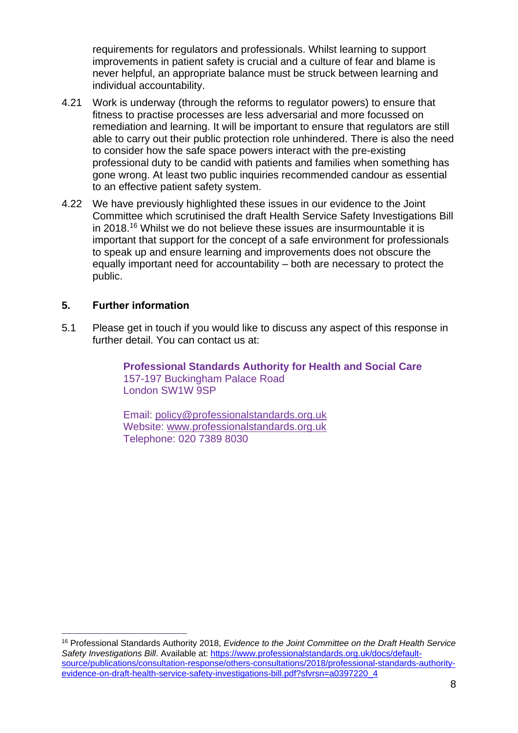requirements for regulators and professionals. Whilst learning to support improvements in patient safety is crucial and a culture of fear and blame is never helpful, an appropriate balance must be struck between learning and individual accountability.

4.21 Work is underway (through the reforms to regulator powers) to ensure that fitness to practise processes are less adversarial and more focussed on remediation and learning. It will be important to ensure that regulators are still able to carry out their public protection role unhindered. There is also the need to consider how the safe space powers interact with the pre-existing professional duty to be candid with patients and families when something has gone wrong. At least two public inquiries recommended candour as essential to an effective patient safety system.

4.22 We have previously highlighted these issues in our evidence to the Joint Committee which scrutinised the draft Health Service Safety Investigations Bill in 2018.[16] Whilst we do not believe these issues are insurmountable it is important that support for the concept of a safe environment for professionals to speak up and ensure learning and improvements does not obscure the equally important need for accountability – both are necessary to protect the public.

## 5. Further information

5.1 Please get in touch if you would like to discuss any aspect of this response in further detail. You can contact us at:

**Professional Standards Authority for Health and Social Care**
157-197 Buckingham Palace Road
London SW1W 9SP

Email: policy@professionalstandards.org.uk
Website: www.professionalstandards.org.uk
Telephone: 020 7389 8030

---

[16] Professional Standards Authority 2018, *Evidence to the Joint Committee on the Draft Health Service Safety Investigations Bill*. Available at: https://www.professionalstandards.org.uk/docs/default-source/publications/consultation-response/others-consultations/2018/professional-standards-authority-evidence-on-draft-health-service-safety-investigations-bill.pdf?sfvrsn=a0397220_4